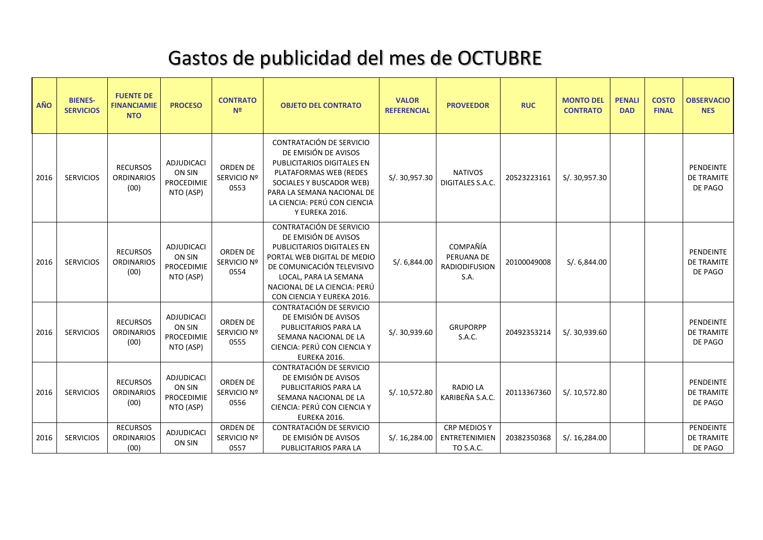# Gastos de publicidad del mes de OCTUBRE

| AÑO | BIENES-SERVICIOS | FUENTE DE FINANCIAMIENTO | PROCESO | CONTRATO Nº | OBJETO DEL CONTRATO | VALOR REFERENCIAL | PROVEEDOR | RUC | MONTO DEL CONTRATO | PENALIDAD | COSTO FINAL | OBSERVACIONES |
|---|---|---|---|---|---|---|---|---|---|---|---|---|
| 2016 | SERVICIOS | RECURSOS ORDINARIOS (00) | ADJUDICACION SIN PROCEDIMIENTO (ASP) | ORDEN DE SERVICIO Nº 0553 | CONTRATACIÓN DE SERVICIO DE EMISIÓN DE AVISOS PUBLICITARIOS DIGITALES EN PLATAFORMAS WEB (REDES SOCIALES Y BUSCADOR WEB) PARA LA SEMANA NACIONAL DE LA CIENCIA: PERÚ CON CIENCIA Y EUREKA 2016. | S/. 30,957.30 | NATIVOS DIGITALES S.A.C. | 20523223161 | S/. 30,957.30 | | | PENDEINTE DE TRAMITE DE PAGO |
| 2016 | SERVICIOS | RECURSOS ORDINARIOS (00) | ADJUDICACION SIN PROCEDIMIENTO (ASP) | ORDEN DE SERVICIO Nº 0554 | CONTRATACIÓN DE SERVICIO DE EMISIÓN DE AVISOS PUBLICITARIOS DIGITALES EN PORTAL WEB DIGITAL DE MEDIO DE COMUNICACIÓN TELEVISIVO LOCAL, PARA LA SEMANA NACIONAL DE LA CIENCIA: PERÚ CON CIENCIA Y EUREKA 2016. | S/. 6,844.00 | COMPAÑÍA PERUANA DE RADIODIFUSION S.A. | 20100049008 | S/. 6,844.00 | | | PENDEINTE DE TRAMITE DE PAGO |
| 2016 | SERVICIOS | RECURSOS ORDINARIOS (00) | ADJUDICACION SIN PROCEDIMIENTO (ASP) | ORDEN DE SERVICIO Nº 0555 | CONTRATACIÓN DE SERVICIO DE EMISIÓN DE AVISOS PUBLICITARIOS PARA LA SEMANA NACIONAL DE LA CIENCIA: PERÚ CON CIENCIA Y EUREKA 2016. | S/. 30,939.60 | GRUPORPP S.A.C. | 20492353214 | S/. 30,939.60 | | | PENDEINTE DE TRAMITE DE PAGO |
| 2016 | SERVICIOS | RECURSOS ORDINARIOS (00) | ADJUDICACION SIN PROCEDIMIENTO (ASP) | ORDEN DE SERVICIO Nº 0556 | CONTRATACIÓN DE SERVICIO DE EMISIÓN DE AVISOS PUBLICITARIOS PARA LA SEMANA NACIONAL DE LA CIENCIA: PERÚ CON CIENCIA Y EUREKA 2016. | S/. 10,572.80 | RADIO LA KARIBEÑA S.A.C. | 20113367360 | S/. 10,572.80 | | | PENDEINTE DE TRAMITE DE PAGO |
| 2016 | SERVICIOS | RECURSOS ORDINARIOS (00) | ADJUDICACION SIN | ORDEN DE SERVICIO Nº 0557 | CONTRATACIÓN DE SERVICIO DE EMISIÓN DE AVISOS PUBLICITARIOS PARA LA | S/. 16,284.00 | CRP MEDIOS Y ENTRETENIMIENTO S.A.C. | 20382350368 | S/. 16,284.00 | | | PENDEINTE DE TRAMITE DE PAGO |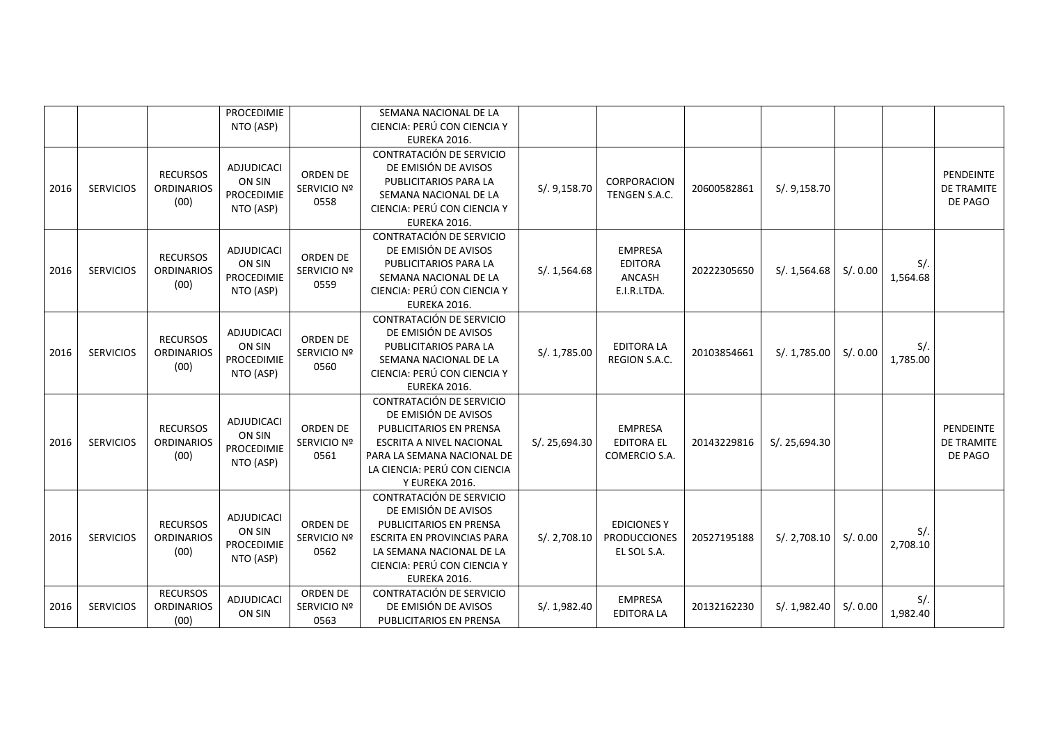| | | | | | | | | | | | | |
|---|---|---|---|---|---|---|---|---|---|---|---|---|
| | | | PROCEDIMIENTO (ASP) | | SEMANA NACIONAL DE LA CIENCIA: PERÚ CON CIENCIA Y EUREKA 2016. | | | | | | | |
| 2016 | SERVICIOS | RECURSOS ORDINARIOS (00) | ADJUDICACION SIN PROCEDIMIENTO (ASP) | ORDEN DE SERVICIO Nº 0558 | CONTRATACIÓN DE SERVICIO DE EMISIÓN DE AVISOS PUBLICITARIOS PARA LA SEMANA NACIONAL DE LA CIENCIA: PERÚ CON CIENCIA Y EUREKA 2016. | S/. 9,158.70 | CORPORACION TENGEN S.A.C. | 20600582861 | S/. 9,158.70 | | | PENDEINTE DE TRAMITE DE PAGO |
| 2016 | SERVICIOS | RECURSOS ORDINARIOS (00) | ADJUDICACION SIN PROCEDIMIENTO (ASP) | ORDEN DE SERVICIO Nº 0559 | CONTRATACIÓN DE SERVICIO DE EMISIÓN DE AVISOS PUBLICITARIOS PARA LA SEMANA NACIONAL DE LA CIENCIA: PERÚ CON CIENCIA Y EUREKA 2016. | S/. 1,564.68 | EMPRESA EDITORA ANCASH E.I.R.LTDA. | 20222305650 | S/. 1,564.68 | S/. 0.00 | S/. 1,564.68 | |
| 2016 | SERVICIOS | RECURSOS ORDINARIOS (00) | ADJUDICACION SIN PROCEDIMIENTO (ASP) | ORDEN DE SERVICIO Nº 0560 | CONTRATACIÓN DE SERVICIO DE EMISIÓN DE AVISOS PUBLICITARIOS PARA LA SEMANA NACIONAL DE LA CIENCIA: PERÚ CON CIENCIA Y EUREKA 2016. | S/. 1,785.00 | EDITORA LA REGION S.A.C. | 20103854661 | S/. 1,785.00 | S/. 0.00 | S/. 1,785.00 | |
| 2016 | SERVICIOS | RECURSOS ORDINARIOS (00) | ADJUDICACION SIN PROCEDIMIENTO (ASP) | ORDEN DE SERVICIO Nº 0561 | CONTRATACIÓN DE SERVICIO DE EMISIÓN DE AVISOS PUBLICITARIOS EN PRENSA ESCRITA A NIVEL NACIONAL PARA LA SEMANA NACIONAL DE LA CIENCIA: PERÚ CON CIENCIA Y EUREKA 2016. | S/. 25,694.30 | EMPRESA EDITORA EL COMERCIO S.A. | 20143229816 | S/. 25,694.30 | | | PENDEINTE DE TRAMITE DE PAGO |
| 2016 | SERVICIOS | RECURSOS ORDINARIOS (00) | ADJUDICACION SIN PROCEDIMIENTO (ASP) | ORDEN DE SERVICIO Nº 0562 | CONTRATACIÓN DE SERVICIO DE EMISIÓN DE AVISOS PUBLICITARIOS EN PRENSA ESCRITA EN PROVINCIAS PARA LA SEMANA NACIONAL DE LA CIENCIA: PERÚ CON CIENCIA Y EUREKA 2016. | S/. 2,708.10 | EDICIONES Y PRODUCCIONES EL SOL S.A. | 20527195188 | S/. 2,708.10 | S/. 0.00 | S/. 2,708.10 | |
| 2016 | SERVICIOS | RECURSOS ORDINARIOS (00) | ADJUDICACION SIN | ORDEN DE SERVICIO Nº 0563 | CONTRATACIÓN DE SERVICIO DE EMISIÓN DE AVISOS PUBLICITARIOS EN PRENSA | S/. 1,982.40 | EMPRESA EDITORA LA | 20132162230 | S/. 1,982.40 | S/. 0.00 | S/. 1,982.40 | |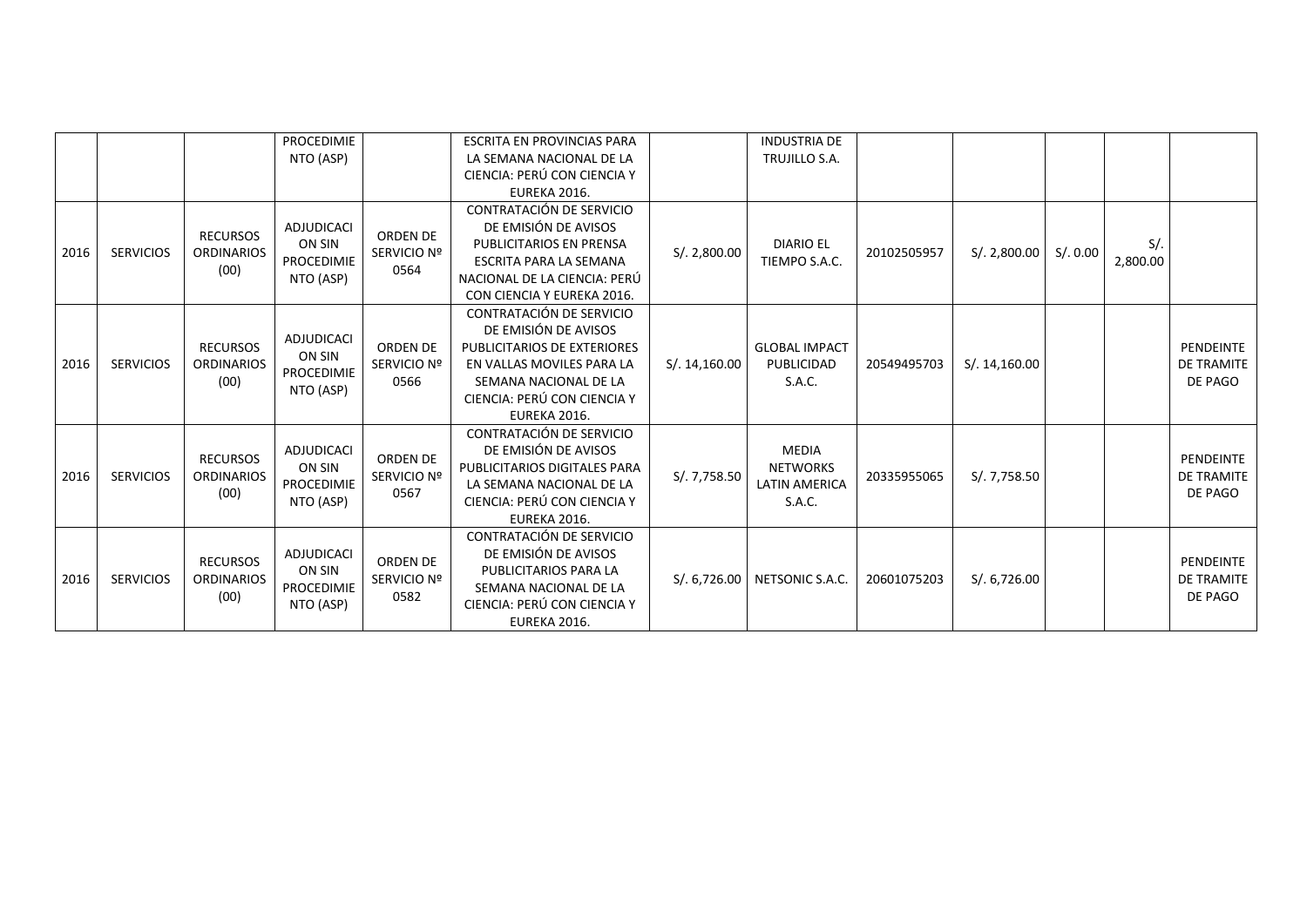| | | | | | | | | | | | | |
|---|---|---|---|---|---|---|---|---|---|---|---|---|
| | | | PROCEDIMIENTO (ASP) | | ESCRITA EN PROVINCIAS PARA LA SEMANA NACIONAL DE LA CIENCIA: PERÚ CON CIENCIA Y EUREKA 2016. | | INDUSTRIA DE TRUJILLO S.A. | | | | | |
| 2016 | SERVICIOS | RECURSOS ORDINARIOS (00) | ADJUDICACION SIN PROCEDIMIENTO (ASP) | ORDEN DE SERVICIO Nº 0564 | CONTRATACIÓN DE SERVICIO DE EMISIÓN DE AVISOS PUBLICITARIOS EN PRENSA ESCRITA PARA LA SEMANA NACIONAL DE LA CIENCIA: PERÚ CON CIENCIA Y EUREKA 2016. | S/. 2,800.00 | DIARIO EL TIEMPO S.A.C. | 20102505957 | S/. 2,800.00 | S/. 0.00 | S/. 2,800.00 | |
| 2016 | SERVICIOS | RECURSOS ORDINARIOS (00) | ADJUDICACION SIN PROCEDIMIENTO (ASP) | ORDEN DE SERVICIO Nº 0566 | CONTRATACIÓN DE SERVICIO DE EMISIÓN DE AVISOS PUBLICITARIOS DE EXTERIORES EN VALLAS MOVILES PARA LA SEMANA NACIONAL DE LA CIENCIA: PERÚ CON CIENCIA Y EUREKA 2016. | S/. 14,160.00 | GLOBAL IMPACT PUBLICIDAD S.A.C. | 20549495703 | S/. 14,160.00 | | | PENDEINTE DE TRAMITE DE PAGO |
| 2016 | SERVICIOS | RECURSOS ORDINARIOS (00) | ADJUDICACION SIN PROCEDIMIENTO (ASP) | ORDEN DE SERVICIO Nº 0567 | CONTRATACIÓN DE SERVICIO DE EMISIÓN DE AVISOS PUBLICITARIOS DIGITALES PARA LA SEMANA NACIONAL DE LA CIENCIA: PERÚ CON CIENCIA Y EUREKA 2016. | S/. 7,758.50 | MEDIA NETWORKS LATIN AMERICA S.A.C. | 20335955065 | S/. 7,758.50 | | | PENDEINTE DE TRAMITE DE PAGO |
| 2016 | SERVICIOS | RECURSOS ORDINARIOS (00) | ADJUDICACION SIN PROCEDIMIENTO (ASP) | ORDEN DE SERVICIO Nº 0582 | CONTRATACIÓN DE SERVICIO DE EMISIÓN DE AVISOS PUBLICITARIOS PARA LA SEMANA NACIONAL DE LA CIENCIA: PERÚ CON CIENCIA Y EUREKA 2016. | S/. 6,726.00 | NETSONIC S.A.C. | 20601075203 | S/. 6,726.00 | | | PENDEINTE DE TRAMITE DE PAGO |